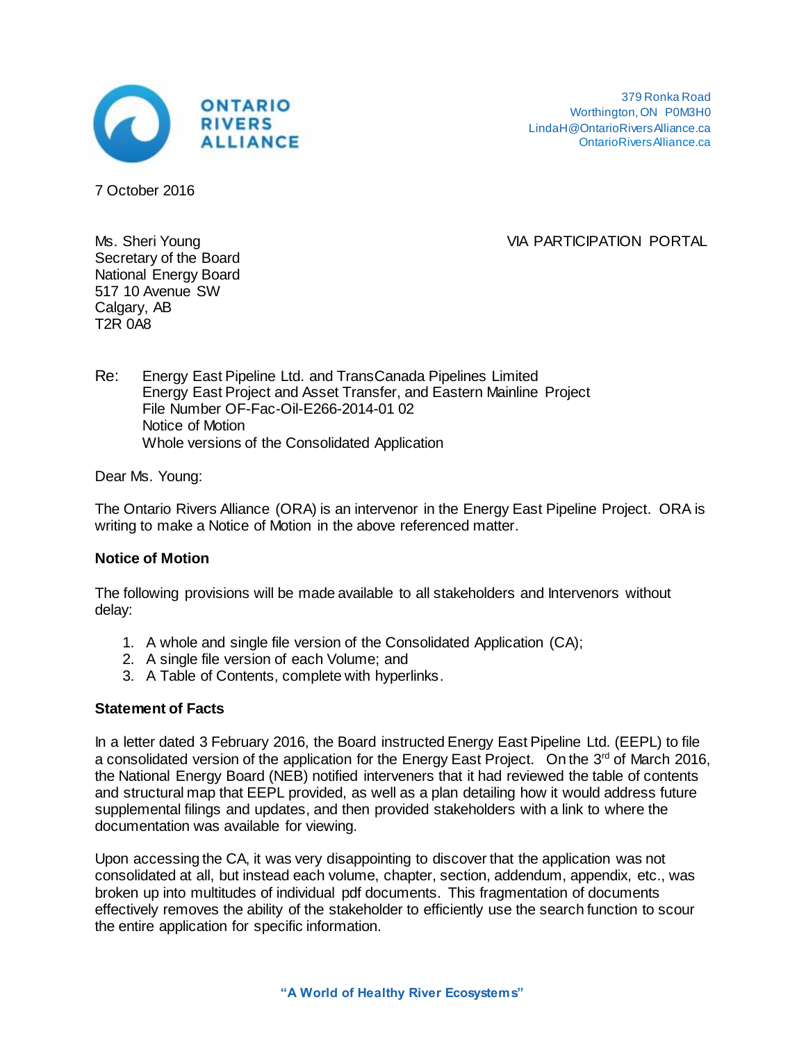ONTARIO RIVERS ALLIANCE

379 Ronka Road
Worthington, ON P0M3H0
LindaH@OntarioRiversAlliance.ca
OntarioRiversAlliance.ca

7 October 2016

Ms. Sheri Young
Secretary of the Board
National Energy Board
517 10 Avenue SW
Calgary, AB
T2R 0A8

VIA PARTICIPATION PORTAL

Re: Energy East Pipeline Ltd. and TransCanada Pipelines Limited
Energy East Project and Asset Transfer, and Eastern Mainline Project
File Number OF-Fac-Oil-E266-2014-01 02
Notice of Motion
Whole versions of the Consolidated Application

Dear Ms. Young:

The Ontario Rivers Alliance (ORA) is an intervenor in the Energy East Pipeline Project. ORA is writing to make a Notice of Motion in the above referenced matter.

**Notice of Motion**

The following provisions will be made available to all stakeholders and Intervenors without delay:

1. A whole and single file version of the Consolidated Application (CA);
2. A single file version of each Volume; and
3. A Table of Contents, complete with hyperlinks.

**Statement of Facts**

In a letter dated 3 February 2016, the Board instructed Energy East Pipeline Ltd. (EEPL) to file a consolidated version of the application for the Energy East Project. On the 3rd of March 2016, the National Energy Board (NEB) notified interveners that it had reviewed the table of contents and structural map that EEPL provided, as well as a plan detailing how it would address future supplemental filings and updates, and then provided stakeholders with a link to where the documentation was available for viewing.

Upon accessing the CA, it was very disappointing to discover that the application was not consolidated at all, but instead each volume, chapter, section, addendum, appendix, etc., was broken up into multitudes of individual pdf documents. This fragmentation of documents effectively removes the ability of the stakeholder to efficiently use the search function to scour the entire application for specific information.

"A World of Healthy River Ecosystems"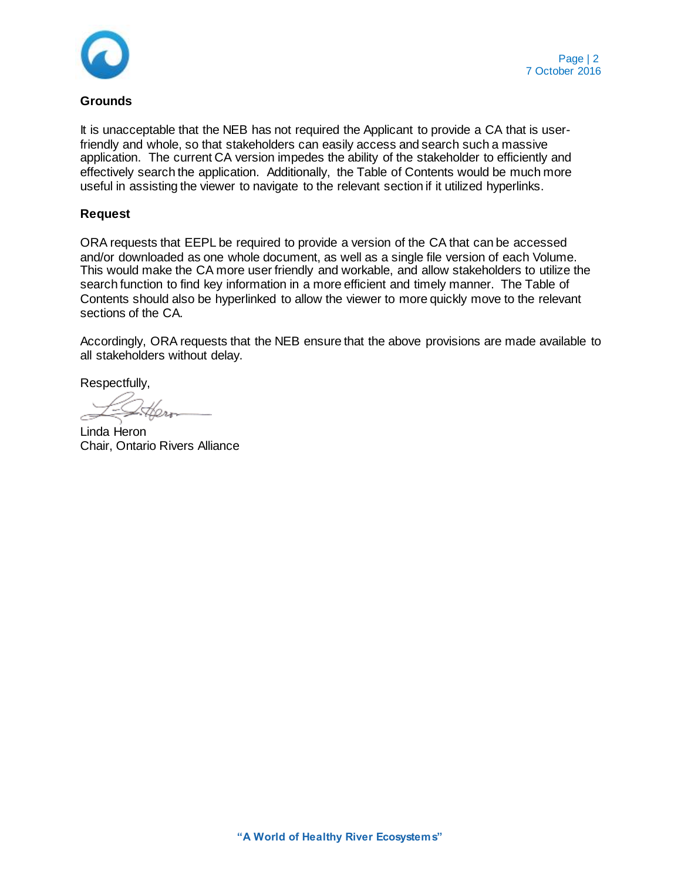**Grounds**

It is unacceptable that the NEB has not required the Applicant to provide a CA that is user-friendly and whole, so that stakeholders can easily access and search such a massive application. The current CA version impedes the ability of the stakeholder to efficiently and effectively search the application. Additionally, the Table of Contents would be much more useful in assisting the viewer to navigate to the relevant section if it utilized hyperlinks.

**Request**

ORA requests that EEPL be required to provide a version of the CA that can be accessed and/or downloaded as one whole document, as well as a single file version of each Volume. This would make the CA more user friendly and workable, and allow stakeholders to utilize the search function to find key information in a more efficient and timely manner. The Table of Contents should also be hyperlinked to allow the viewer to more quickly move to the relevant sections of the CA.

Accordingly, ORA requests that the NEB ensure that the above provisions are made available to all stakeholders without delay.

Respectfully,

Linda Heron
Chair, Ontario Rivers Alliance